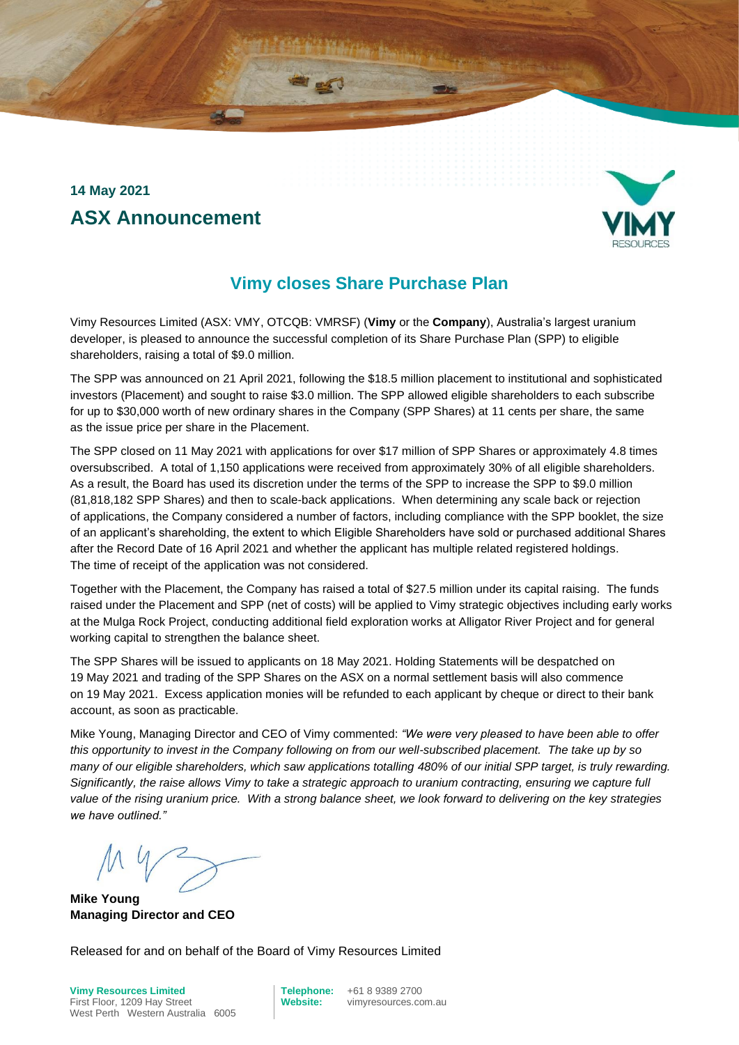**14 May 2021**

## ASX Announcement

# Vimy closes Share Purchase Plan

Vimy Resources Limited (ASX: VMY, OTCQB: VMRSF) (**Vimy** or the **Company**), Australia's largest uranium developer, is pleased to announce the successful completion of its Share Purchase Plan (SPP) to eligible shareholders, raising a total of $9.0 million.

The SPP was announced on 21 April 2021, following the $18.5 million placement to institutional and sophisticated investors (Placement) and sought to raise $3.0 million. The SPP allowed eligible shareholders to each subscribe for up to $30,000 worth of new ordinary shares in the Company (SPP Shares) at 11 cents per share, the same as the issue price per share in the Placement.

The SPP closed on 11 May 2021 with applications for over $17 million of SPP Shares or approximately 4.8 times oversubscribed. A total of 1,150 applications were received from approximately 30% of all eligible shareholders. As a result, the Board has used its discretion under the terms of the SPP to increase the SPP to $9.0 million (81,818,182 SPP Shares) and then to scale-back applications. When determining any scale back or rejection of applications, the Company considered a number of factors, including compliance with the SPP booklet, the size of an applicant's shareholding, the extent to which Eligible Shareholders have sold or purchased additional Shares after the Record Date of 16 April 2021 and whether the applicant has multiple related registered holdings. The time of receipt of the application was not considered.

Together with the Placement, the Company has raised a total of $27.5 million under its capital raising. The funds raised under the Placement and SPP (net of costs) will be applied to Vimy strategic objectives including early works at the Mulga Rock Project, conducting additional field exploration works at Alligator River Project and for general working capital to strengthen the balance sheet.

The SPP Shares will be issued to applicants on 18 May 2021. Holding Statements will be despatched on 19 May 2021 and trading of the SPP Shares on the ASX on a normal settlement basis will also commence on 19 May 2021. Excess application monies will be refunded to each applicant by cheque or direct to their bank account, as soon as practicable.

Mike Young, Managing Director and CEO of Vimy commented: *"We were very pleased to have been able to offer this opportunity to invest in the Company following on from our well-subscribed placement. The take up by so many of our eligible shareholders, which saw applications totalling 480% of our initial SPP target, is truly rewarding. Significantly, the raise allows Vimy to take a strategic approach to uranium contracting, ensuring we capture full value of the rising uranium price. With a strong balance sheet, we look forward to delivering on the key strategies we have outlined."*

**Mike Young**
**Managing Director and CEO**

Released for and on behalf of the Board of Vimy Resources Limited

**Vimy Resources Limited**
First Floor, 1209 Hay Street
West Perth Western Australia 6005

**Telephone:** +61 8 9389 2700
**Website:** vimyresources.com.au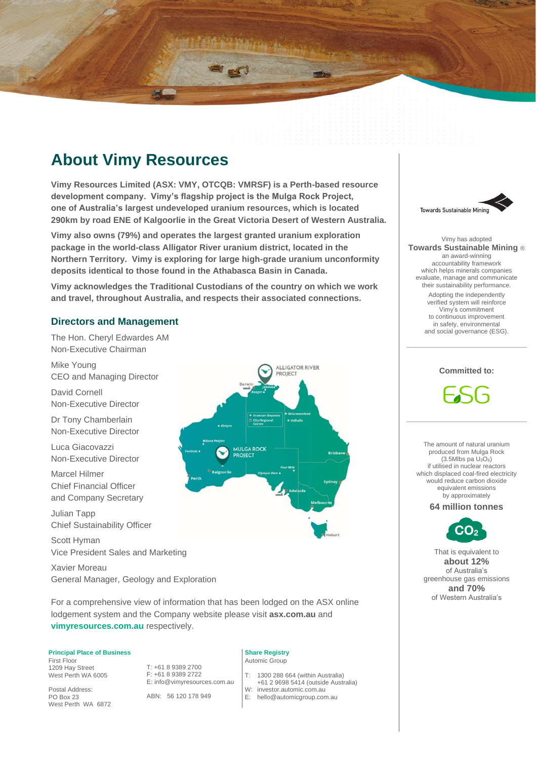# About Vimy Resources

**Vimy Resources Limited (ASX: VMY, OTCQB: VMRSF) is a Perth-based resource development company. Vimy's flagship project is the Mulga Rock Project, one of Australia's largest undeveloped uranium resources, which is located 290km by road ENE of Kalgoorlie in the Great Victoria Desert of Western Australia.**

**Vimy also owns (79%) and operates the largest granted uranium exploration package in the world-class Alligator River uranium district, located in the Northern Territory. Vimy is exploring for large high-grade uranium unconformity deposits identical to those found in the Athabasca Basin in Canada.**

**Vimy acknowledges the Traditional Custodians of the country on which we work and travel, throughout Australia, and respects their associated connections.**

## Directors and Management

The Hon. Cheryl Edwardes AM
Non-Executive Chairman

Mike Young
CEO and Managing Director

David Cornell
Non-Executive Director

Dr Tony Chamberlain
Non-Executive Director

Luca Giacovazzi
Non-Executive Director

Marcel Hilmer
Chief Financial Officer
and Company Secretary

Julian Tapp
Chief Sustainability Officer

Scott Hyman
Vice President Sales and Marketing

Xavier Moreau
General Manager, Geology and Exploration

ALLIGATOR RIVER PROJECT
Darwin
Jabiluka
Ranger
Uranium Deposits
City/Regional Centre
Westmoreland
Valhalla
Kintyre
Wiluna Project
Yeelirrie
MULGA ROCK PROJECT
Brisbane
Kalgoorlie
Perth
Four Mile
Olympic Dam
Sydney
Adelaide
Melbourne
Hobart

For a comprehensive view of information that has been lodged on the ASX online lodgement system and the Company website please visit **asx.com.au** and **vimyresources.com.au** respectively.

**Principal Place of Business**
First Floor
1209 Hay Street
West Perth WA 6005

Postal Address:
PO Box 23
West Perth WA 6872

T: +61 8 9389 2700
F: +61 8 9389 2722
E: info@vimyresources.com.au

ABN: 56 120 178 949

**Share Registry**
Automic Group

T: 1300 288 664 (within Australia)
+61 2 9698 5414 (outside Australia)
W: investor.automic.com.au
E: hello@automicgroup.com.au

Towards Sustainable Mining

Vimy has adopted
**Towards Sustainable Mining ®**
an award-winning accountability framework which helps minerals companies evaluate, manage and communicate their sustainability performance.

Adopting the independently verified system will reinforce Vimy's commitment to continuous improvement in safety, environmental and social governance (ESG).

**Committed to:**

ESG

The amount of natural uranium produced from Mulga Rock (3.5Mlbs pa $U_3O_8$) if utilised in nuclear reactors which displaced coal-fired electricity would reduce carbon dioxide equivalent emissions by approximately

**64 million tonnes**

$CO_2$

That is equivalent to **about 12%** of Australia's greenhouse gas emissions **and 70%** of Western Australia's